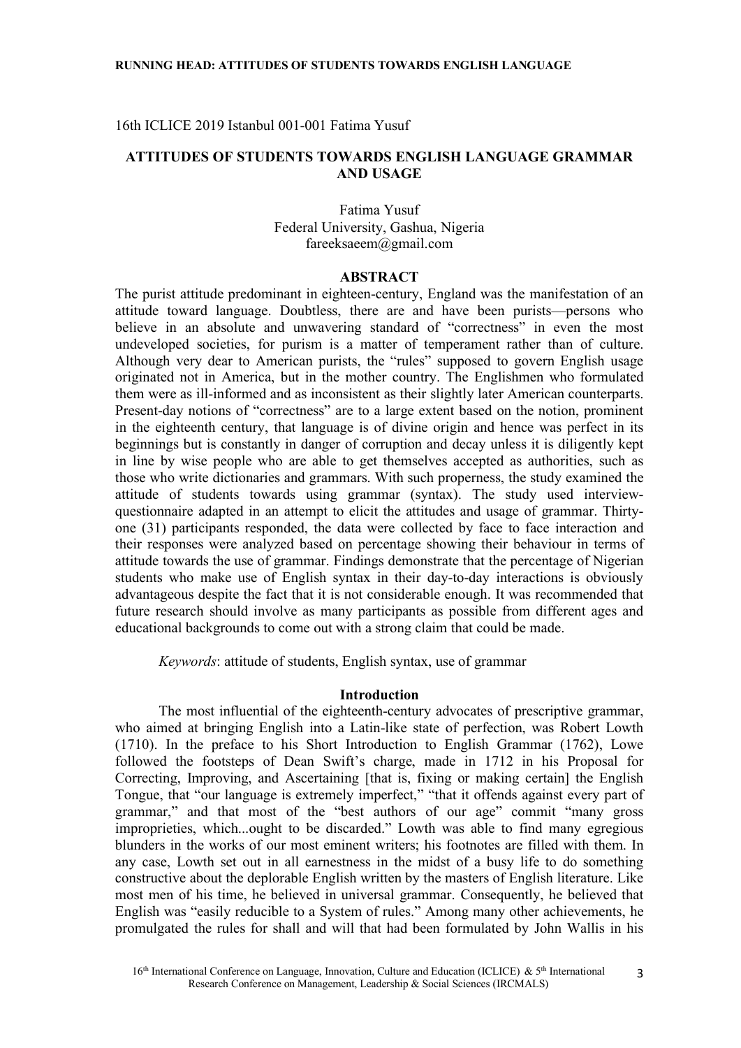16th ICLICE 2019 Istanbul 001-001 Fatima Yusuf

# ATTITUDES OF STUDENTS TOWARDS ENGLISH LANGUAGE GRAMMAR AND USAGE

Fatima Yusuf
Federal University, Gashua, Nigeria
fareeksaeem@gmail.com

## ABSTRACT

The purist attitude predominant in eighteen-century, England was the manifestation of an attitude toward language. Doubtless, there are and have been purists—persons who believe in an absolute and unwavering standard of "correctness" in even the most undeveloped societies, for purism is a matter of temperament rather than of culture. Although very dear to American purists, the "rules" supposed to govern English usage originated not in America, but in the mother country. The Englishmen who formulated them were as ill-informed and as inconsistent as their slightly later American counterparts. Present-day notions of "correctness" are to a large extent based on the notion, prominent in the eighteenth century, that language is of divine origin and hence was perfect in its beginnings but is constantly in danger of corruption and decay unless it is diligently kept in line by wise people who are able to get themselves accepted as authorities, such as those who write dictionaries and grammars. With such properness, the study examined the attitude of students towards using grammar (syntax). The study used interview-questionnaire adapted in an attempt to elicit the attitudes and usage of grammar. Thirty-one (31) participants responded, the data were collected by face to face interaction and their responses were analyzed based on percentage showing their behaviour in terms of attitude towards the use of grammar. Findings demonstrate that the percentage of Nigerian students who make use of English syntax in their day-to-day interactions is obviously advantageous despite the fact that it is not considerable enough. It was recommended that future research should involve as many participants as possible from different ages and educational backgrounds to come out with a strong claim that could be made.

*Keywords*: attitude of students, English syntax, use of grammar

## Introduction

The most influential of the eighteenth-century advocates of prescriptive grammar, who aimed at bringing English into a Latin-like state of perfection, was Robert Lowth (1710). In the preface to his Short Introduction to English Grammar (1762), Lowe followed the footsteps of Dean Swift's charge, made in 1712 in his Proposal for Correcting, Improving, and Ascertaining [that is, fixing or making certain] the English Tongue, that "our language is extremely imperfect," "that it offends against every part of grammar," and that most of the "best authors of our age" commit "many gross improprieties, which...ought to be discarded." Lowth was able to find many egregious blunders in the works of our most eminent writers; his footnotes are filled with them. In any case, Lowth set out in all earnestness in the midst of a busy life to do something constructive about the deplorable English written by the masters of English literature. Like most men of his time, he believed in universal grammar. Consequently, he believed that English was "easily reducible to a System of rules." Among many other achievements, he promulgated the rules for shall and will that had been formulated by John Wallis in his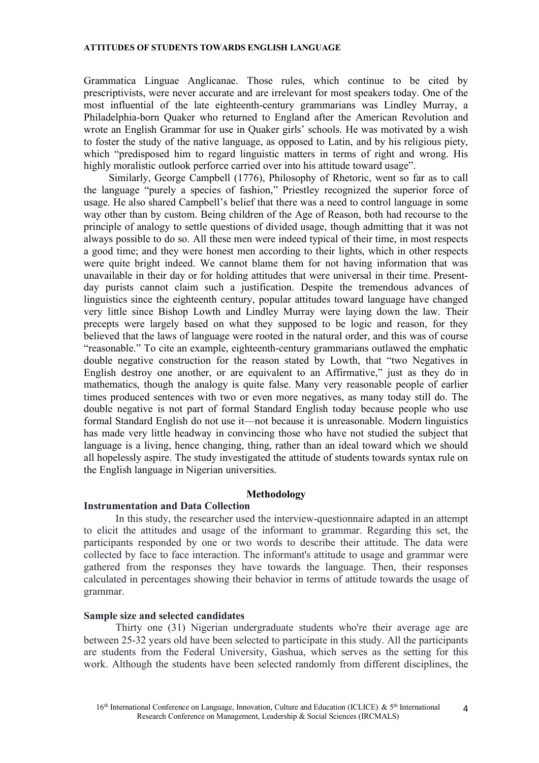Grammatica Linguae Anglicanae. Those rules, which continue to be cited by prescriptivists, were never accurate and are irrelevant for most speakers today. One of the most influential of the late eighteenth-century grammarians was Lindley Murray, a Philadelphia-born Quaker who returned to England after the American Revolution and wrote an English Grammar for use in Quaker girls' schools. He was motivated by a wish to foster the study of the native language, as opposed to Latin, and by his religious piety, which "predisposed him to regard linguistic matters in terms of right and wrong. His highly moralistic outlook perforce carried over into his attitude toward usage".

Similarly, George Campbell (1776), Philosophy of Rhetoric, went so far as to call the language "purely a species of fashion," Priestley recognized the superior force of usage. He also shared Campbell's belief that there was a need to control language in some way other than by custom. Being children of the Age of Reason, both had recourse to the principle of analogy to settle questions of divided usage, though admitting that it was not always possible to do so. All these men were indeed typical of their time, in most respects a good time; and they were honest men according to their lights, which in other respects were quite bright indeed. We cannot blame them for not having information that was unavailable in their day or for holding attitudes that were universal in their time. Present-day purists cannot claim such a justification. Despite the tremendous advances of linguistics since the eighteenth century, popular attitudes toward language have changed very little since Bishop Lowth and Lindley Murray were laying down the law. Their precepts were largely based on what they supposed to be logic and reason, for they believed that the laws of language were rooted in the natural order, and this was of course "reasonable." To cite an example, eighteenth-century grammarians outlawed the emphatic double negative construction for the reason stated by Lowth, that "two Negatives in English destroy one another, or are equivalent to an Affirmative," just as they do in mathematics, though the analogy is quite false. Many very reasonable people of earlier times produced sentences with two or even more negatives, as many today still do. The double negative is not part of formal Standard English today because people who use formal Standard English do not use it—not because it is unreasonable. Modern linguistics has made very little headway in convincing those who have not studied the subject that language is a living, hence changing, thing, rather than an ideal toward which we should all hopelessly aspire. The study investigated the attitude of students towards syntax rule on the English language in Nigerian universities.

## Methodology

### Instrumentation and Data Collection

In this study, the researcher used the interview-questionnaire adapted in an attempt to elicit the attitudes and usage of the informant to grammar. Regarding this set, the participants responded by one or two words to describe their attitude. The data were collected by face to face interaction. The informant's attitude to usage and grammar were gathered from the responses they have towards the language. Then, their responses calculated in percentages showing their behavior in terms of attitude towards the usage of grammar.

### Sample size and selected candidates

Thirty one (31) Nigerian undergraduate students who're their average age are between 25-32 years old have been selected to participate in this study. All the participants are students from the Federal University, Gashua, which serves as the setting for this work. Although the students have been selected randomly from different disciplines, the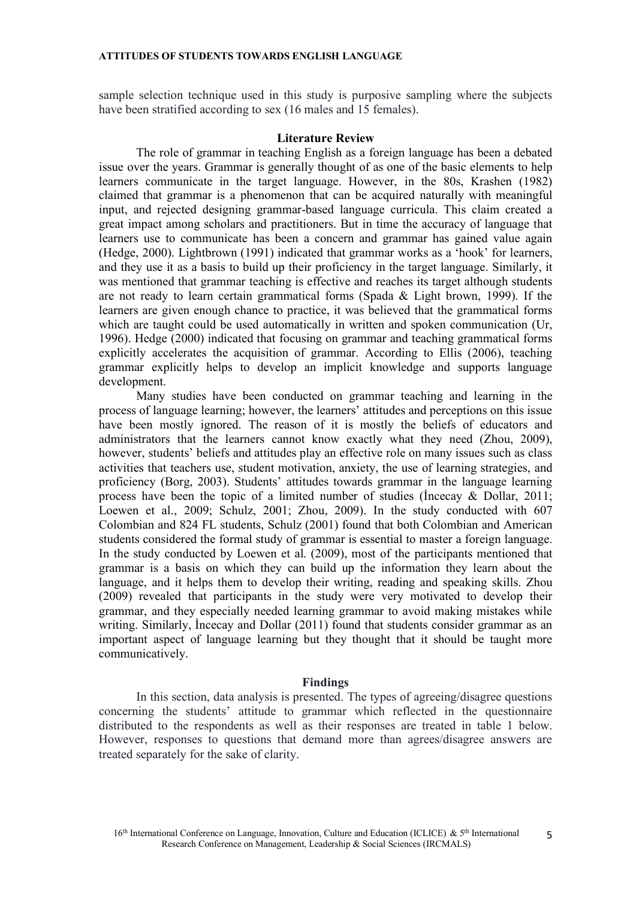sample selection technique used in this study is purposive sampling where the subjects have been stratified according to sex (16 males and 15 females).

## Literature Review

The role of grammar in teaching English as a foreign language has been a debated issue over the years. Grammar is generally thought of as one of the basic elements to help learners communicate in the target language. However, in the 80s, Krashen (1982) claimed that grammar is a phenomenon that can be acquired naturally with meaningful input, and rejected designing grammar-based language curricula. This claim created a great impact among scholars and practitioners. But in time the accuracy of language that learners use to communicate has been a concern and grammar has gained value again (Hedge, 2000). Lightbrown (1991) indicated that grammar works as a 'hook' for learners, and they use it as a basis to build up their proficiency in the target language. Similarly, it was mentioned that grammar teaching is effective and reaches its target although students are not ready to learn certain grammatical forms (Spada & Light brown, 1999). If the learners are given enough chance to practice, it was believed that the grammatical forms which are taught could be used automatically in written and spoken communication (Ur, 1996). Hedge (2000) indicated that focusing on grammar and teaching grammatical forms explicitly accelerates the acquisition of grammar. According to Ellis (2006), teaching grammar explicitly helps to develop an implicit knowledge and supports language development.

Many studies have been conducted on grammar teaching and learning in the process of language learning; however, the learners' attitudes and perceptions on this issue have been mostly ignored. The reason of it is mostly the beliefs of educators and administrators that the learners cannot know exactly what they need (Zhou, 2009), however, students' beliefs and attitudes play an effective role on many issues such as class activities that teachers use, student motivation, anxiety, the use of learning strategies, and proficiency (Borg, 2003). Students' attitudes towards grammar in the language learning process have been the topic of a limited number of studies (İncecay & Dollar, 2011; Loewen et al., 2009; Schulz, 2001; Zhou, 2009). In the study conducted with 607 Colombian and 824 FL students, Schulz (2001) found that both Colombian and American students considered the formal study of grammar is essential to master a foreign language. In the study conducted by Loewen et al. (2009), most of the participants mentioned that grammar is a basis on which they can build up the information they learn about the language, and it helps them to develop their writing, reading and speaking skills. Zhou (2009) revealed that participants in the study were very motivated to develop their grammar, and they especially needed learning grammar to avoid making mistakes while writing. Similarly, İncecay and Dollar (2011) found that students consider grammar as an important aspect of language learning but they thought that it should be taught more communicatively.

## Findings

In this section, data analysis is presented. The types of agreeing/disagree questions concerning the students' attitude to grammar which reflected in the questionnaire distributed to the respondents as well as their responses are treated in table 1 below. However, responses to questions that demand more than agrees/disagree answers are treated separately for the sake of clarity.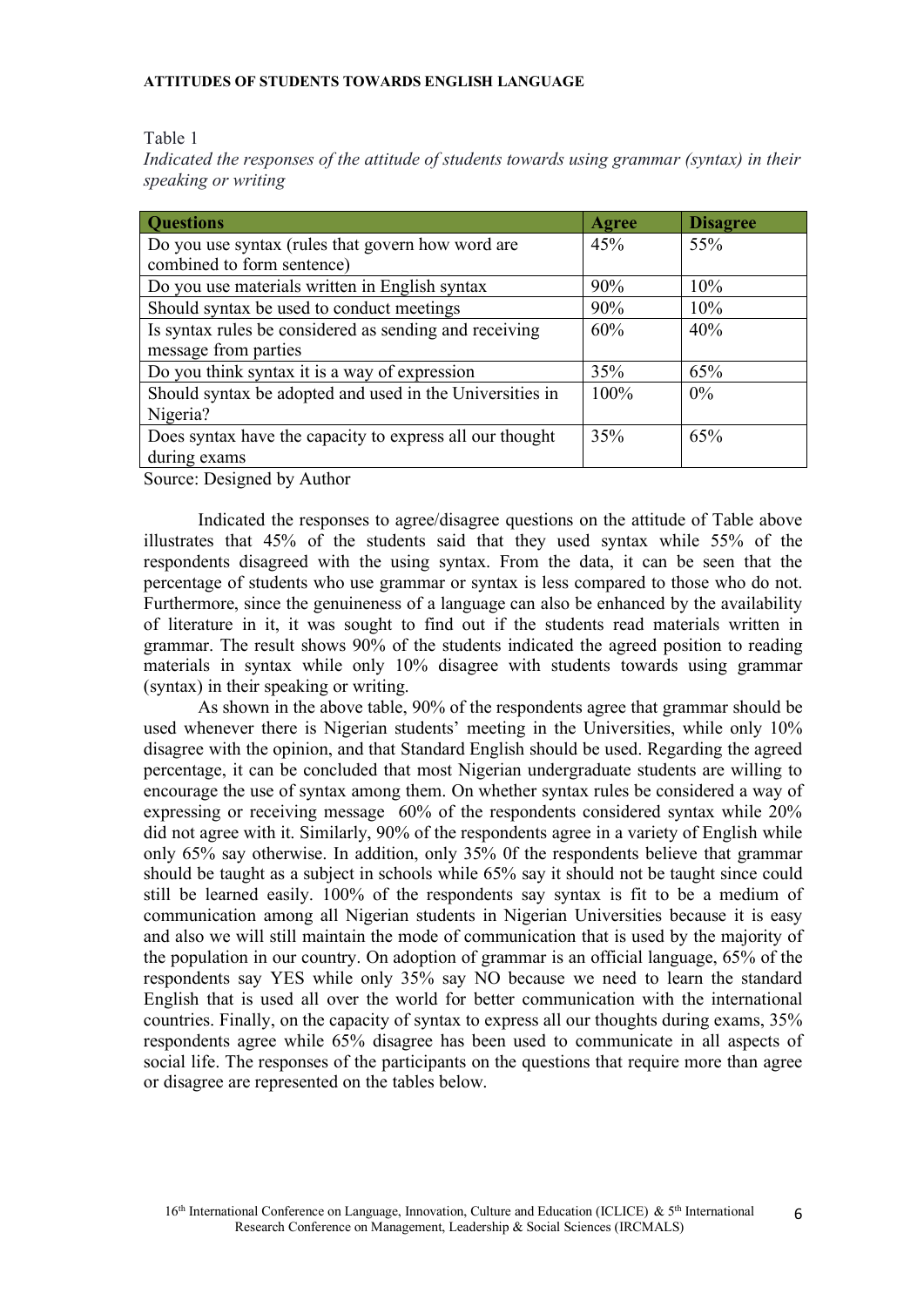Table 1

*Indicated the responses of the attitude of students towards using grammar (syntax) in their speaking or writing*

| Questions | Agree | Disagree |
|---|---|---|
| Do you use syntax (rules that govern how word are combined to form sentence) | 45% | 55% |
| Do you use materials written in English syntax | 90% | 10% |
| Should syntax be used to conduct meetings | 90% | 10% |
| Is syntax rules be considered as sending and receiving message from parties | 60% | 40% |
| Do you think syntax it is a way of expression | 35% | 65% |
| Should syntax be adopted and used in the Universities in Nigeria? | 100% | 0% |
| Does syntax have the capacity to express all our thought during exams | 35% | 65% |

Source: Designed by Author

Indicated the responses to agree/disagree questions on the attitude of Table above illustrates that 45% of the students said that they used syntax while 55% of the respondents disagreed with the using syntax. From the data, it can be seen that the percentage of students who use grammar or syntax is less compared to those who do not. Furthermore, since the genuineness of a language can also be enhanced by the availability of literature in it, it was sought to find out if the students read materials written in grammar. The result shows 90% of the students indicated the agreed position to reading materials in syntax while only 10% disagree with students towards using grammar (syntax) in their speaking or writing.

As shown in the above table, 90% of the respondents agree that grammar should be used whenever there is Nigerian students' meeting in the Universities, while only 10% disagree with the opinion, and that Standard English should be used. Regarding the agreed percentage, it can be concluded that most Nigerian undergraduate students are willing to encourage the use of syntax among them. On whether syntax rules be considered a way of expressing or receiving message 60% of the respondents considered syntax while 20% did not agree with it. Similarly, 90% of the respondents agree in a variety of English while only 65% say otherwise. In addition, only 35% 0f the respondents believe that grammar should be taught as a subject in schools while 65% say it should not be taught since could still be learned easily. 100% of the respondents say syntax is fit to be a medium of communication among all Nigerian students in Nigerian Universities because it is easy and also we will still maintain the mode of communication that is used by the majority of the population in our country. On adoption of grammar is an official language, 65% of the respondents say YES while only 35% say NO because we need to learn the standard English that is used all over the world for better communication with the international countries. Finally, on the capacity of syntax to express all our thoughts during exams, 35% respondents agree while 65% disagree has been used to communicate in all aspects of social life. The responses of the participants on the questions that require more than agree or disagree are represented on the tables below.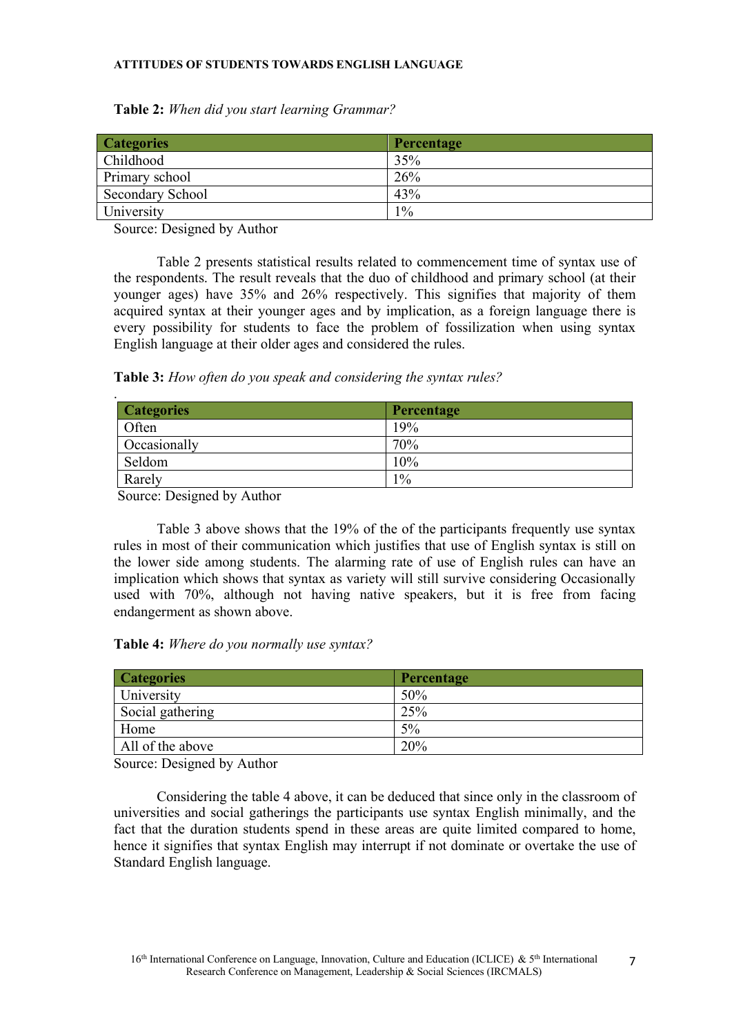**Table 2:** *When did you start learning Grammar?*

| Categories | Percentage |
| --- | --- |
| Childhood | 35% |
| Primary school | 26% |
| Secondary School | 43% |
| University | 1% |

Source: Designed by Author

Table 2 presents statistical results related to commencement time of syntax use of the respondents. The result reveals that the duo of childhood and primary school (at their younger ages) have 35% and 26% respectively. This signifies that majority of them acquired syntax at their younger ages and by implication, as a foreign language there is every possibility for students to face the problem of fossilization when using syntax English language at their older ages and considered the rules.

**Table 3:** *How often do you speak and considering the syntax rules?*

| Categories | Percentage |
| --- | --- |
| Often | 19% |
| Occasionally | 70% |
| Seldom | 10% |
| Rarely | 1% |

Source: Designed by Author

Table 3 above shows that the 19% of the of the participants frequently use syntax rules in most of their communication which justifies that use of English syntax is still on the lower side among students. The alarming rate of use of English rules can have an implication which shows that syntax as variety will still survive considering Occasionally used with 70%, although not having native speakers, but it is free from facing endangerment as shown above.

**Table 4:** *Where do you normally use syntax?*

| Categories | Percentage |
| --- | --- |
| University | 50% |
| Social gathering | 25% |
| Home | 5% |
| All of the above | 20% |

Source: Designed by Author

Considering the table 4 above, it can be deduced that since only in the classroom of universities and social gatherings the participants use syntax English minimally, and the fact that the duration students spend in these areas are quite limited compared to home, hence it signifies that syntax English may interrupt if not dominate or overtake the use of Standard English language.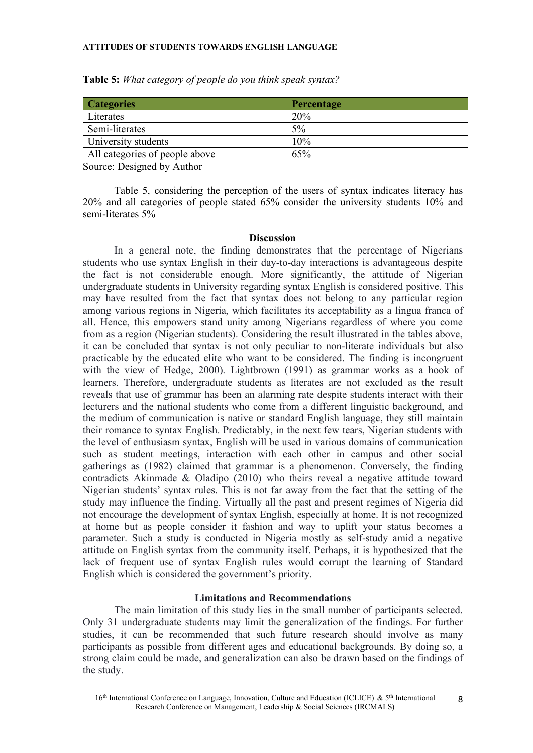**Table 5:** *What category of people do you think speak syntax?*

| Categories | Percentage |
|---|---|
| Literates | 20% |
| Semi-literates | 5% |
| University students | 10% |
| All categories of people above | 65% |

Source: Designed by Author

Table 5, considering the perception of the users of syntax indicates literacy has 20% and all categories of people stated 65% consider the university students 10% and semi-literates 5%

## Discussion

In a general note, the finding demonstrates that the percentage of Nigerians students who use syntax English in their day-to-day interactions is advantageous despite the fact is not considerable enough. More significantly, the attitude of Nigerian undergraduate students in University regarding syntax English is considered positive. This may have resulted from the fact that syntax does not belong to any particular region among various regions in Nigeria, which facilitates its acceptability as a lingua franca of all. Hence, this empowers stand unity among Nigerians regardless of where you come from as a region (Nigerian students). Considering the result illustrated in the tables above, it can be concluded that syntax is not only peculiar to non-literate individuals but also practicable by the educated elite who want to be considered. The finding is incongruent with the view of Hedge, 2000). Lightbrown (1991) as grammar works as a hook of learners. Therefore, undergraduate students as literates are not excluded as the result reveals that use of grammar has been an alarming rate despite students interact with their lecturers and the national students who come from a different linguistic background, and the medium of communication is native or standard English language, they still maintain their romance to syntax English. Predictably, in the next few tears, Nigerian students with the level of enthusiasm syntax, English will be used in various domains of communication such as student meetings, interaction with each other in campus and other social gatherings as (1982) claimed that grammar is a phenomenon. Conversely, the finding contradicts Akinmade & Oladipo (2010) who theirs reveal a negative attitude toward Nigerian students' syntax rules. This is not far away from the fact that the setting of the study may influence the finding. Virtually all the past and present regimes of Nigeria did not encourage the development of syntax English, especially at home. It is not recognized at home but as people consider it fashion and way to uplift your status becomes a parameter. Such a study is conducted in Nigeria mostly as self-study amid a negative attitude on English syntax from the community itself. Perhaps, it is hypothesized that the lack of frequent use of syntax English rules would corrupt the learning of Standard English which is considered the government's priority.

## Limitations and Recommendations

The main limitation of this study lies in the small number of participants selected. Only 31 undergraduate students may limit the generalization of the findings. For further studies, it can be recommended that such future research should involve as many participants as possible from different ages and educational backgrounds. By doing so, a strong claim could be made, and generalization can also be drawn based on the findings of the study.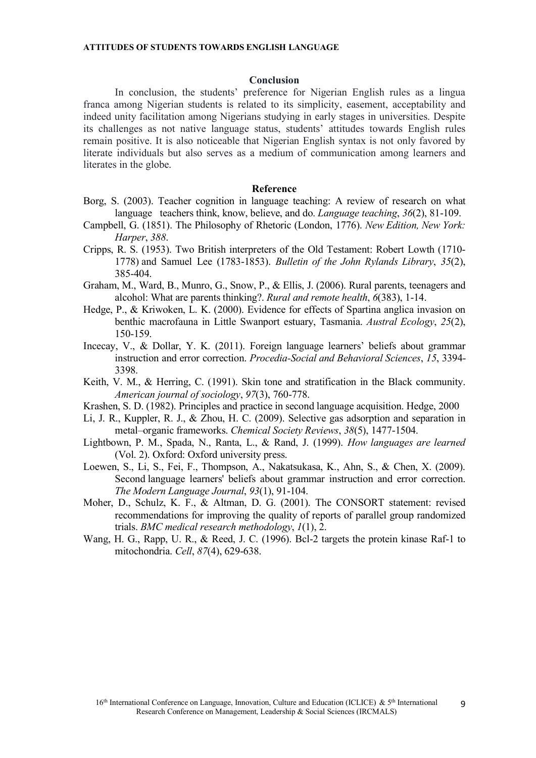## Conclusion

In conclusion, the students' preference for Nigerian English rules as a lingua franca among Nigerian students is related to its simplicity, easement, acceptability and indeed unity facilitation among Nigerians studying in early stages in universities. Despite its challenges as not native language status, students' attitudes towards English rules remain positive. It is also noticeable that Nigerian English syntax is not only favored by literate individuals but also serves as a medium of communication among learners and literates in the globe.

## Reference

Borg, S. (2003). Teacher cognition in language teaching: A review of research on what language teachers think, know, believe, and do. *Language teaching*, *36*(2), 81-109.

Campbell, G. (1851). The Philosophy of Rhetoric (London, 1776). *New Edition, New York: Harper*, *388*.

Cripps, R. S. (1953). Two British interpreters of the Old Testament: Robert Lowth (1710-1778) and Samuel Lee (1783-1853). *Bulletin of the John Rylands Library*, *35*(2), 385-404.

Graham, M., Ward, B., Munro, G., Snow, P., & Ellis, J. (2006). Rural parents, teenagers and alcohol: What are parents thinking?. *Rural and remote health*, *6*(383), 1-14.

Hedge, P., & Kriwoken, L. K. (2000). Evidence for effects of Spartina anglica invasion on benthic macrofauna in Little Swanport estuary, Tasmania. *Austral Ecology*, *25*(2), 150-159.

Incecay, V., & Dollar, Y. K. (2011). Foreign language learners' beliefs about grammar instruction and error correction. *Procedia-Social and Behavioral Sciences*, *15*, 3394-3398.

Keith, V. M., & Herring, C. (1991). Skin tone and stratification in the Black community. *American journal of sociology*, *97*(3), 760-778.

Krashen, S. D. (1982). Principles and practice in second language acquisition. Hedge, 2000

Li, J. R., Kuppler, R. J., & Zhou, H. C. (2009). Selective gas adsorption and separation in metal–organic frameworks. *Chemical Society Reviews*, *38*(5), 1477-1504.

Lightbown, P. M., Spada, N., Ranta, L., & Rand, J. (1999). *How languages are learned* (Vol. 2). Oxford: Oxford university press.

Loewen, S., Li, S., Fei, F., Thompson, A., Nakatsukasa, K., Ahn, S., & Chen, X. (2009). Second language learners' beliefs about grammar instruction and error correction. *The Modern Language Journal*, *93*(1), 91-104.

Moher, D., Schulz, K. F., & Altman, D. G. (2001). The CONSORT statement: revised recommendations for improving the quality of reports of parallel group randomized trials. *BMC medical research methodology*, *1*(1), 2.

Wang, H. G., Rapp, U. R., & Reed, J. C. (1996). Bcl-2 targets the protein kinase Raf-1 to mitochondria. *Cell*, *87*(4), 629-638.